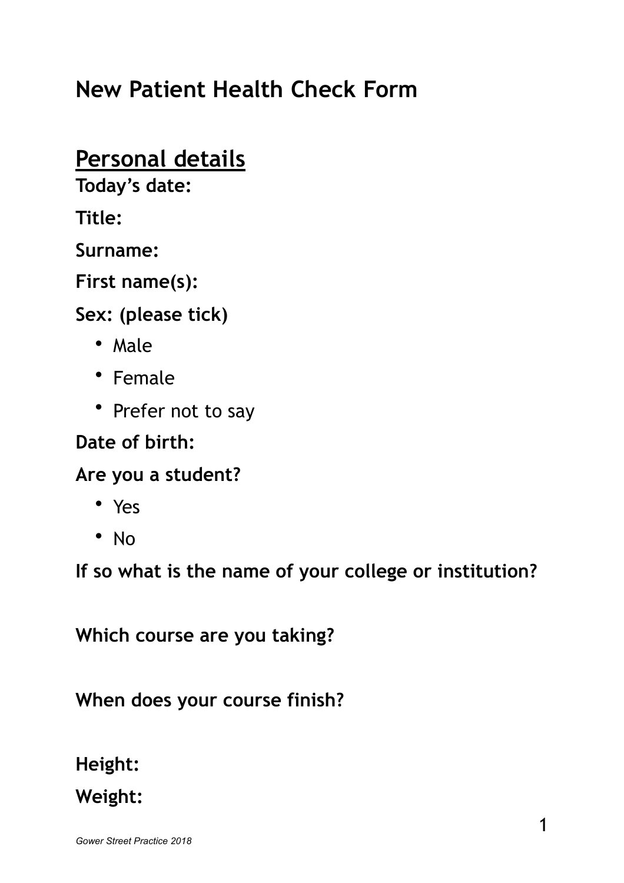# New Patient Health Check Form

## Personal details

**Today's date:**

**Title:**

**Surname:**

**First name(s):**

**Sex: (please tick)**

- Male
- Female
- Prefer not to say

**Date of birth:**

**Are you a student?**

- Yes
- No

**If so what is the name of your college or institution?**

**Which course are you taking?**

**When does your course finish?**

**Height:**

**Weight:**

*Gower Street Practice 2018*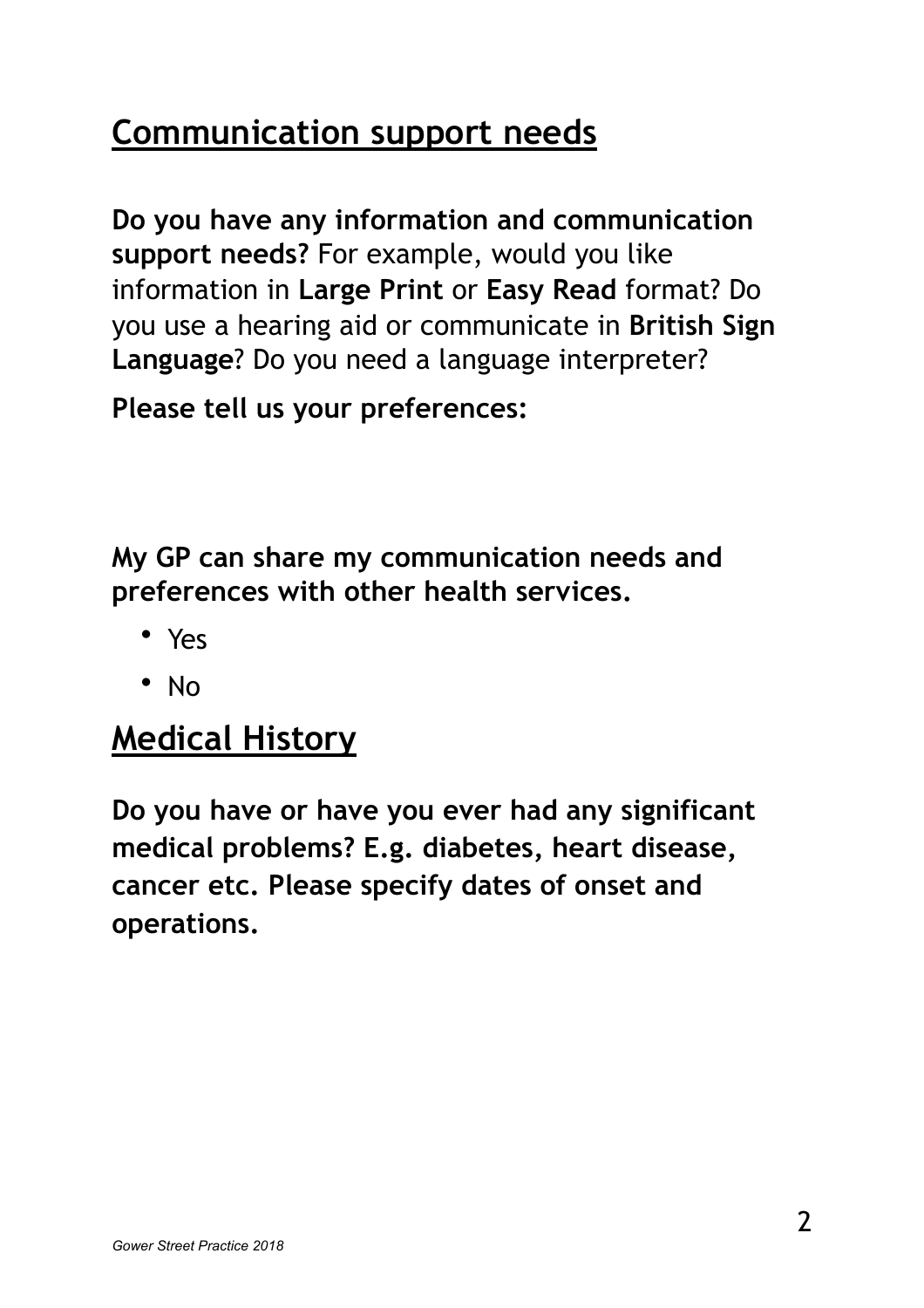## Communication support needs

**Do you have any information and communication support needs?** For example, would you like information in **Large Print** or **Easy Read** format? Do you use a hearing aid or communicate in **British Sign Language**? Do you need a language interpreter?

**Please tell us your preferences:**

**My GP can share my communication needs and preferences with other health services.**

- Yes
- No

## Medical History

**Do you have or have you ever had any significant medical problems? E.g. diabetes, heart disease, cancer etc. Please specify dates of onset and operations.**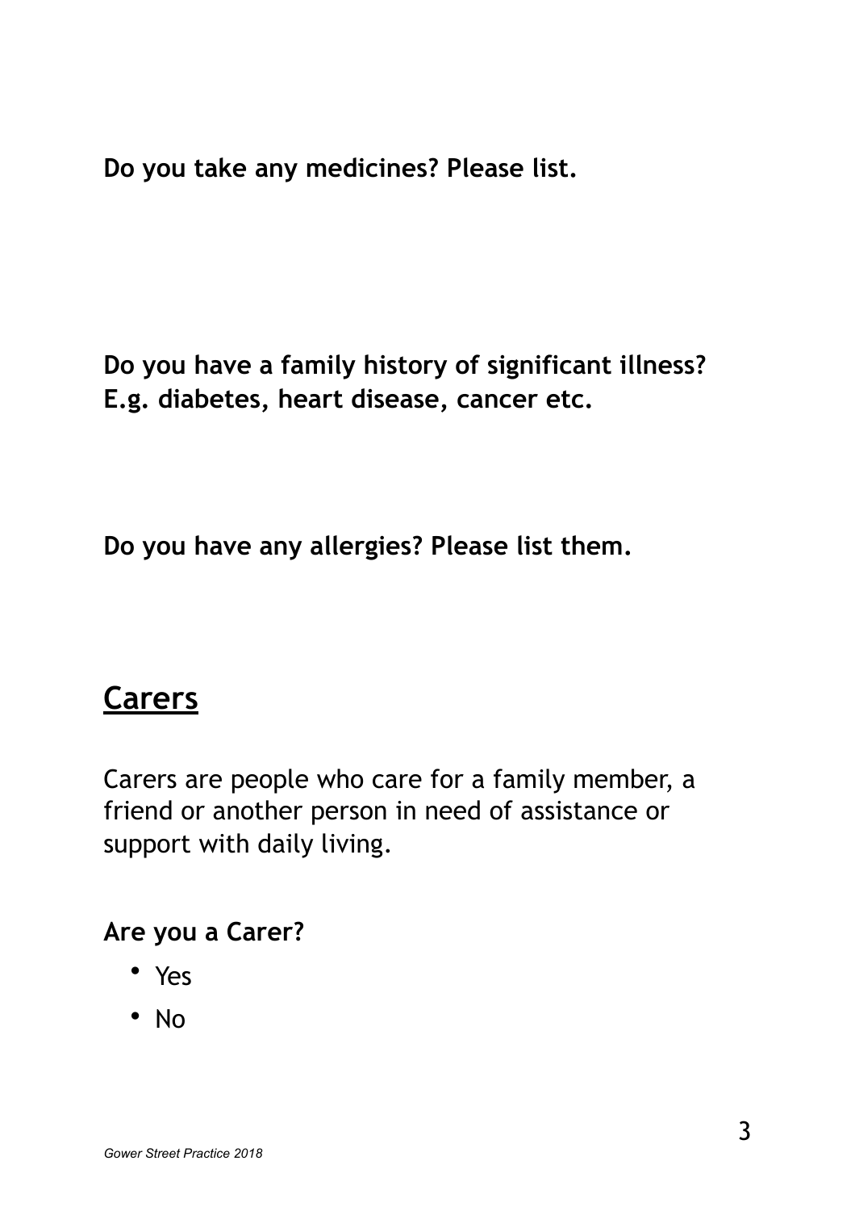**Do you take any medicines? Please list.**

**Do you have a family history of significant illness? E.g. diabetes, heart disease, cancer etc.**

**Do you have any allergies? Please list them.**

## Carers

Carers are people who care for a family member, a friend or another person in need of assistance or support with daily living.

**Are you a Carer?**

- Yes
- No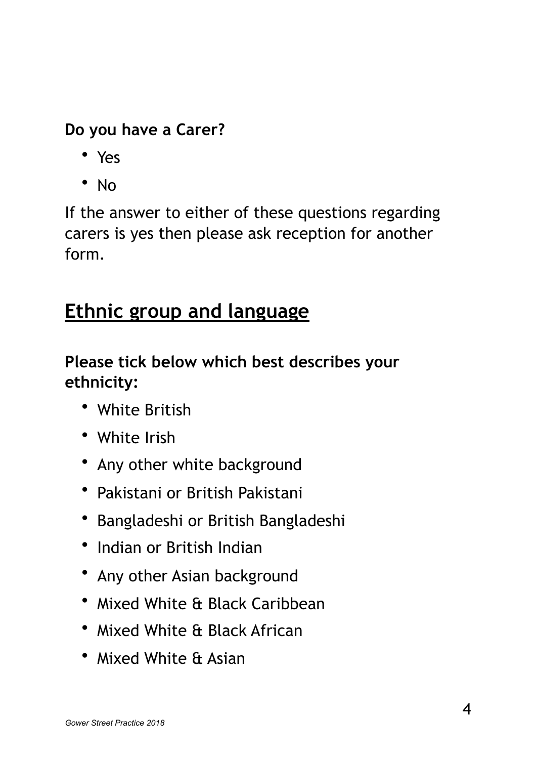**Do you have a Carer?**

- Yes
- No

If the answer to either of these questions regarding carers is yes then please ask reception for another form.

## Ethnic group and language

**Please tick below which best describes your ethnicity:**

- White British
- White Irish
- Any other white background
- Pakistani or British Pakistani
- Bangladeshi or British Bangladeshi
- Indian or British Indian
- Any other Asian background
- Mixed White & Black Caribbean
- Mixed White & Black African
- Mixed White & Asian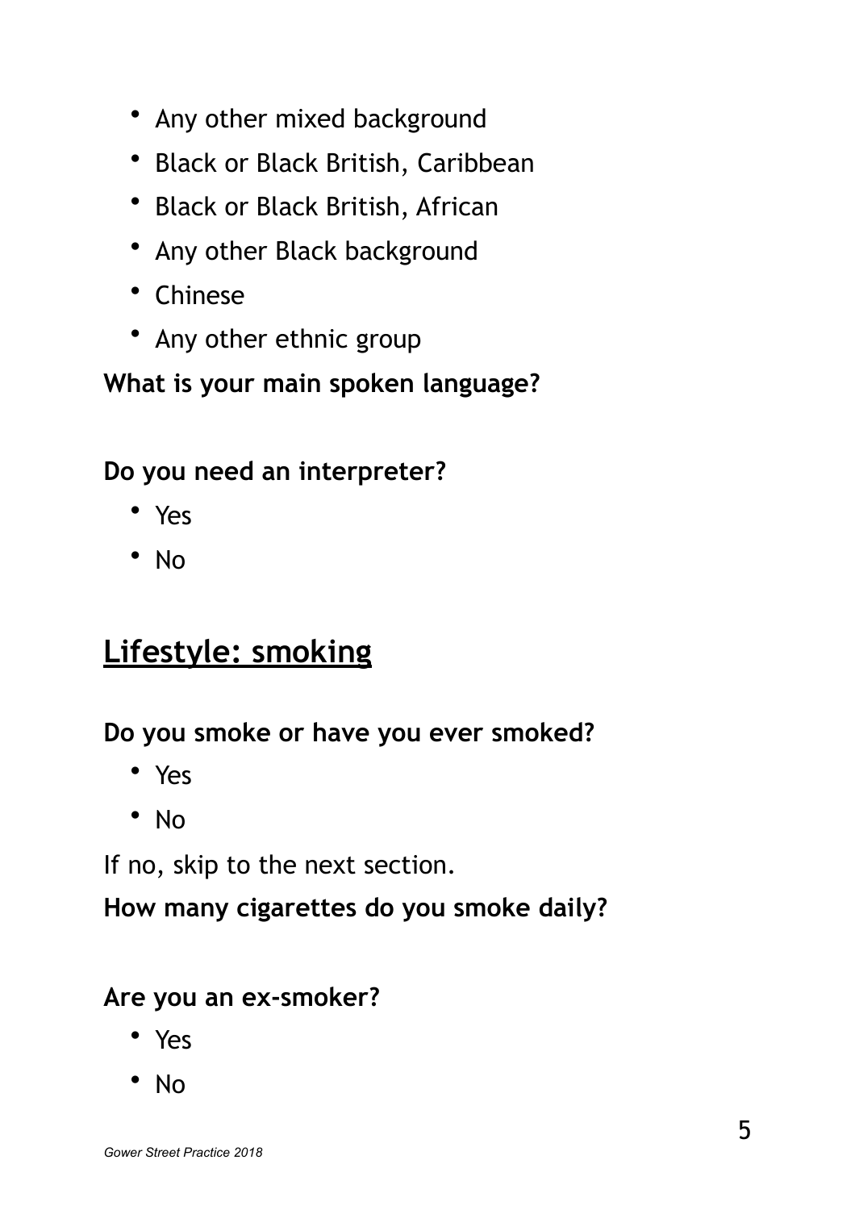- Any other mixed background
- Black or Black British, Caribbean
- Black or Black British, African
- Any other Black background
- Chinese
- Any other ethnic group

**What is your main spoken language?**

**Do you need an interpreter?**

- Yes
- No

## Lifestyle: smoking

**Do you smoke or have you ever smoked?**

- Yes
- No

If no, skip to the next section.

**How many cigarettes do you smoke daily?**

**Are you an ex-smoker?**

- Yes
- No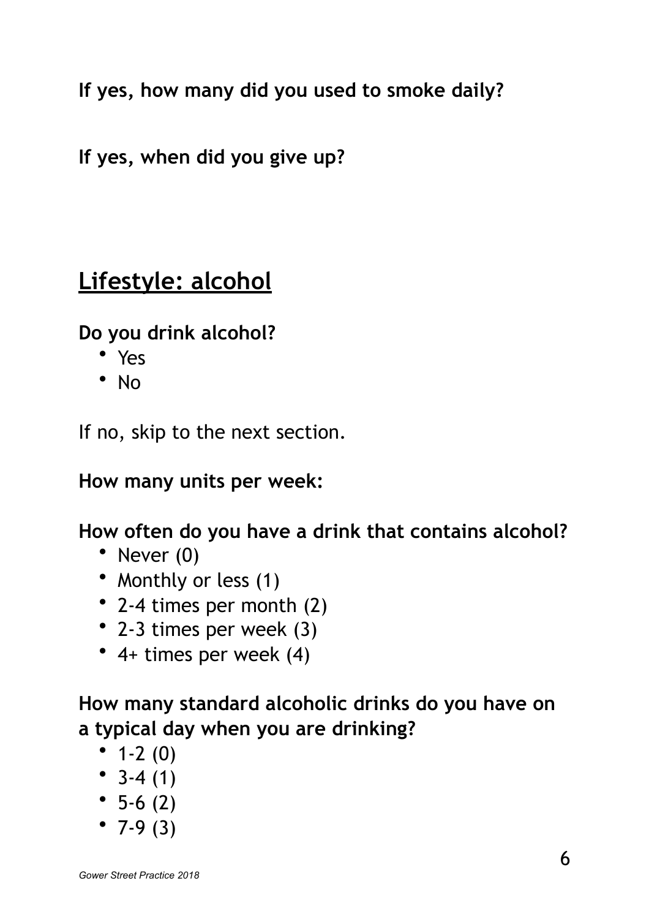**If yes, how many did you used to smoke daily?**

**If yes, when did you give up?**

## Lifestyle: alcohol

**Do you drink alcohol?**

- Yes
- No

If no, skip to the next section.

**How many units per week:**

**How often do you have a drink that contains alcohol?**

- Never (0)
- Monthly or less (1)
- 2-4 times per month (2)
- 2-3 times per week (3)
- 4+ times per week (4)

**How many standard alcoholic drinks do you have on a typical day when you are drinking?**

- 1-2 (0)
- 3-4 (1)
- 5-6 (2)
- 7-9 (3)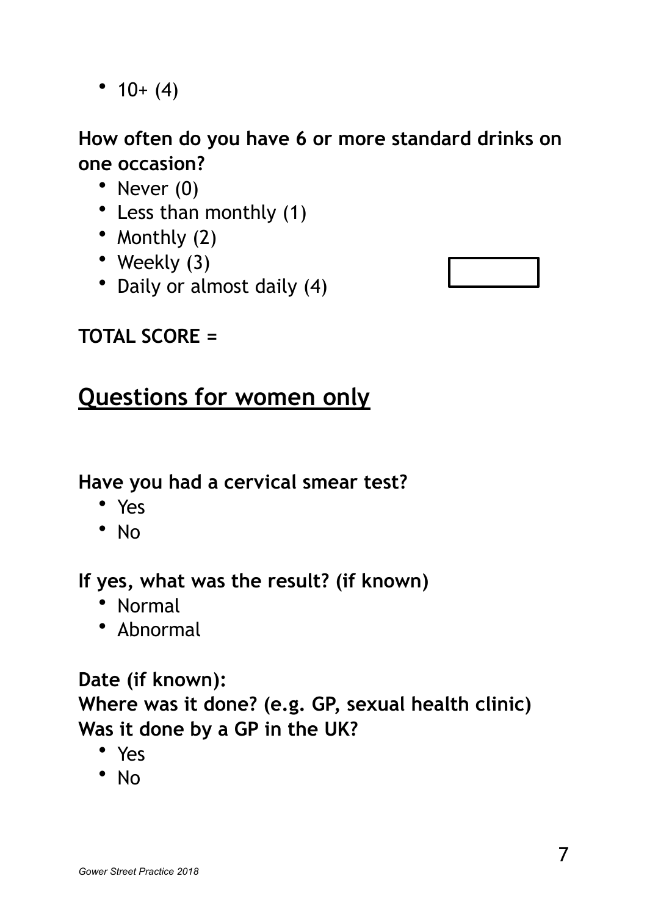- 10+ (4)

**How often do you have 6 or more standard drinks on one occasion?**

- Never (0)
- Less than monthly (1)
- Monthly (2)
- Weekly (3)
- Daily or almost daily (4)

**TOTAL SCORE =**

## Questions for women only

**Have you had a cervical smear test?**

- Yes
- No

**If yes, what was the result? (if known)**

- Normal
- Abnormal

**Date (if known):**

**Where was it done? (e.g. GP, sexual health clinic)**

**Was it done by a GP in the UK?**

- Yes
- No

*Gower Street Practice 2018*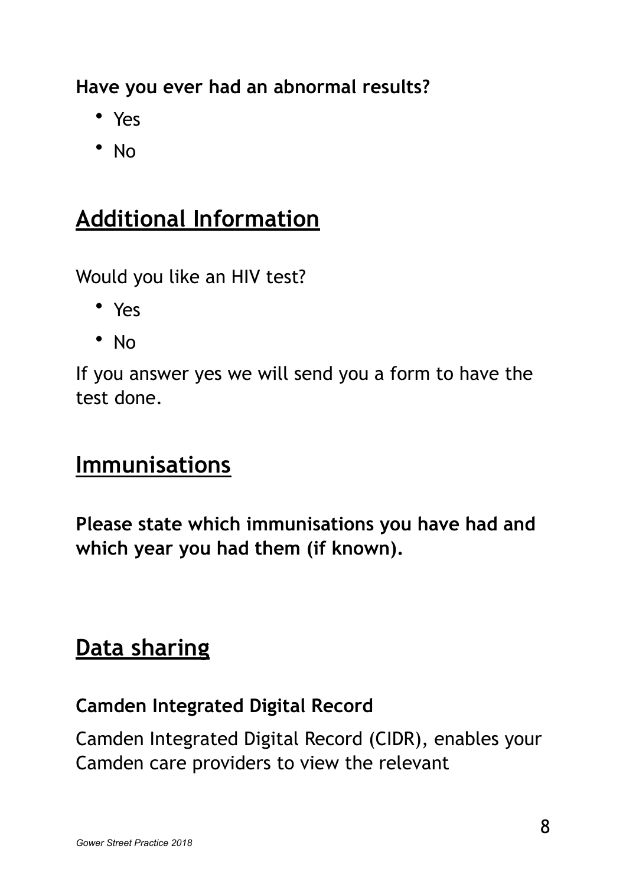**Have you ever had an abnormal results?**

- Yes
- No

## Additional Information

Would you like an HIV test?

- Yes
- No

If you answer yes we will send you a form to have the test done.

## Immunisations

**Please state which immunisations you have had and which year you had them (if known).**

## Data sharing

### Camden Integrated Digital Record

Camden Integrated Digital Record (CIDR), enables your Camden care providers to view the relevant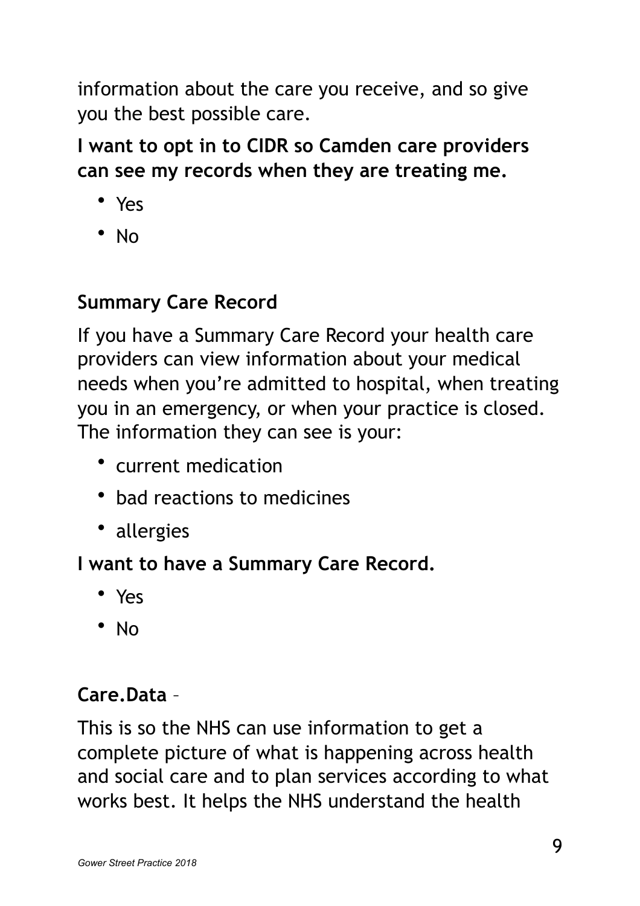information about the care you receive, and so give you the best possible care.

**I want to opt in to CIDR so Camden care providers can see my records when they are treating me.**

- Yes
- No

## Summary Care Record

If you have a Summary Care Record your health care providers can view information about your medical needs when you're admitted to hospital, when treating you in an emergency, or when your practice is closed. The information they can see is your:

- current medication
- bad reactions to medicines
- allergies

**I want to have a Summary Care Record.**

- Yes
- No

## Care.Data –

This is so the NHS can use information to get a complete picture of what is happening across health and social care and to plan services according to what works best. It helps the NHS understand the health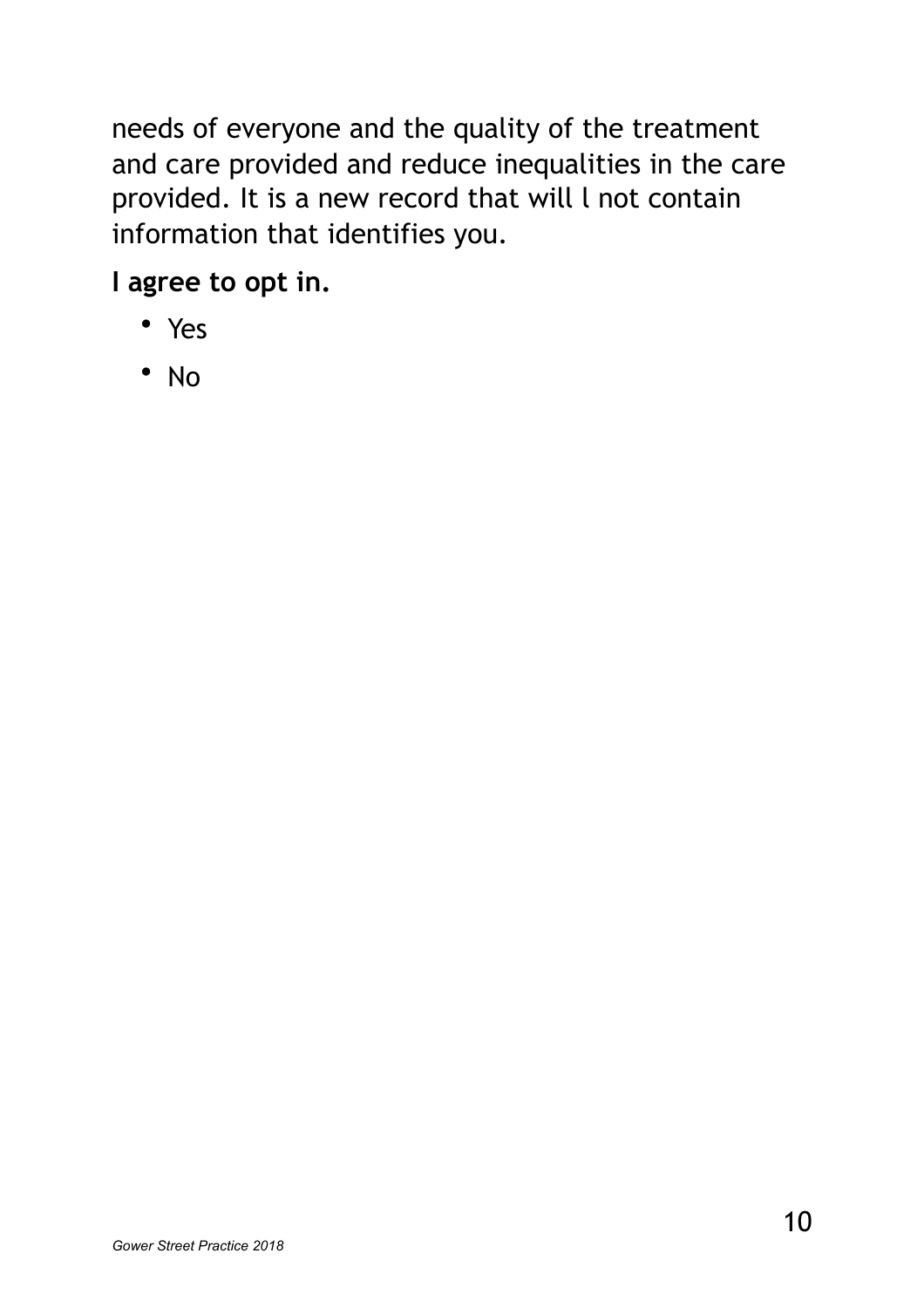needs of everyone and the quality of the treatment and care provided and reduce inequalities in the care provided. It is a new record that will l not contain information that identifies you.

**I agree to opt in.**

- Yes
- No